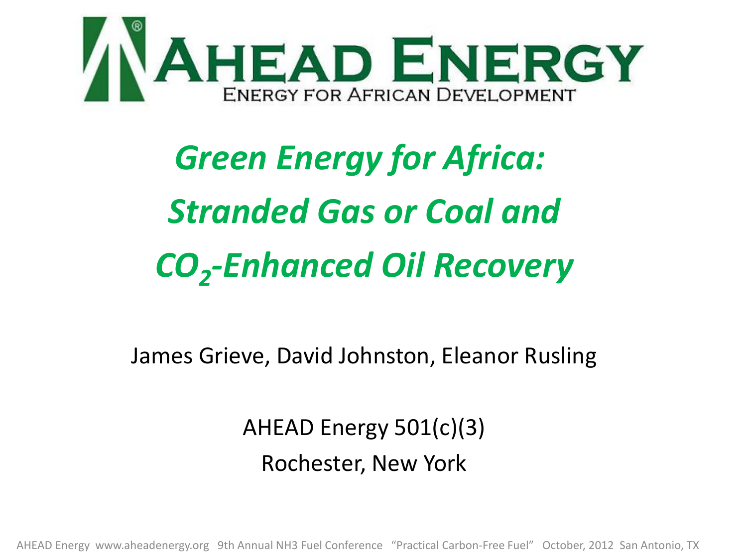AHEAD ENERGY®

ENERGY FOR AFRICAN DEVELOPMENT

# *Green Energy for Africa: Stranded Gas or Coal and $CO_2$-Enhanced Oil Recovery*

James Grieve, David Johnston, Eleanor Rusling

AHEAD Energy 501(c)(3)

Rochester, New York

AHEAD Energy www.aheadenergy.org 9th Annual NH3 Fuel Conference "Practical Carbon-Free Fuel" October, 2012 San Antonio, TX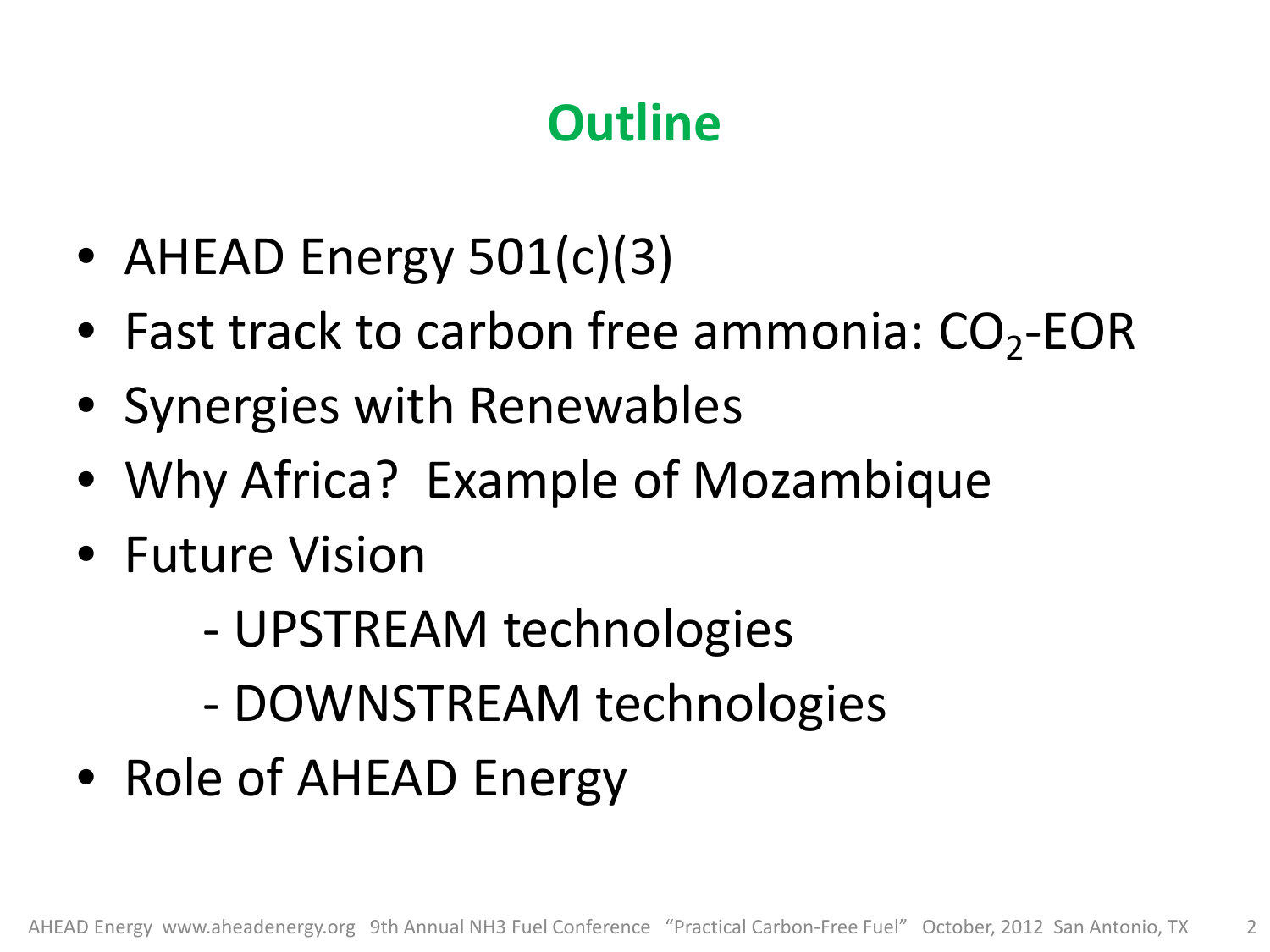# Outline

- AHEAD Energy 501(c)(3)
- Fast track to carbon free ammonia: $CO_2$-EOR
- Synergies with Renewables
- Why Africa? Example of Mozambique
- Future Vision
  - UPSTREAM technologies
  - DOWNSTREAM technologies
- Role of AHEAD Energy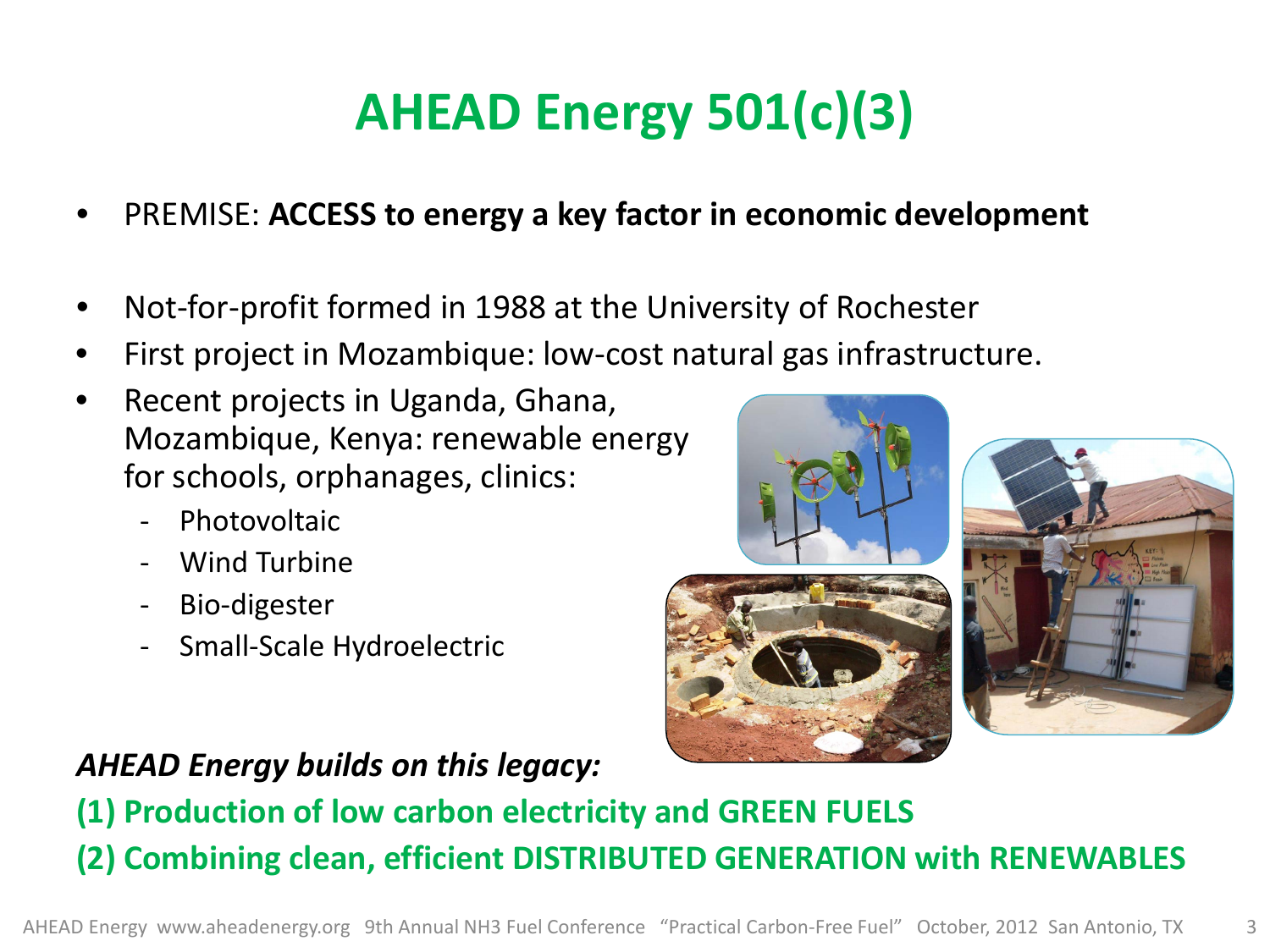# AHEAD Energy 501(c)(3)

- PREMISE: **ACCESS to energy a key factor in economic development**

- Not-for-profit formed in 1988 at the University of Rochester
- First project in Mozambique: low-cost natural gas infrastructure.
- Recent projects in Uganda, Ghana, Mozambique, Kenya: renewable energy for schools, orphanages, clinics:
  - Photovoltaic
  - Wind Turbine
  - Bio-digester
  - Small-Scale Hydroelectric

***AHEAD Energy builds on this legacy:***

**(1) Production of low carbon electricity and GREEN FUELS**

**(2) Combining clean, efficient DISTRIBUTED GENERATION with RENEWABLES**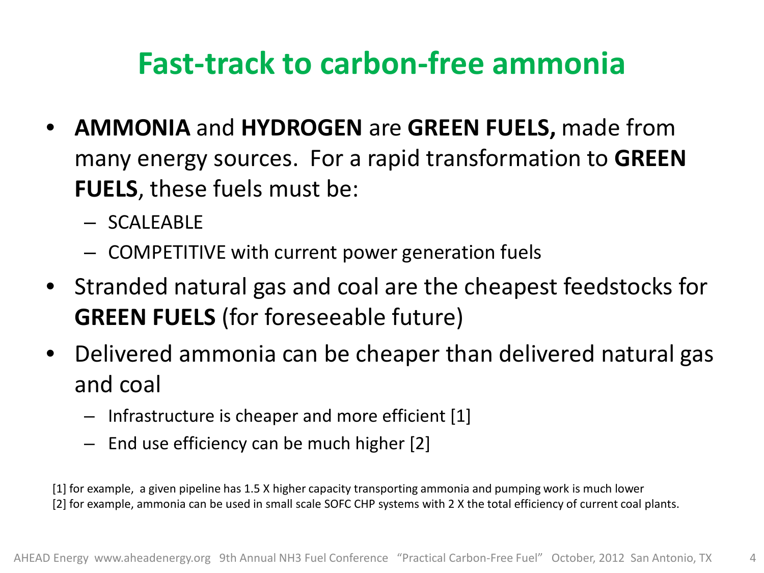# Fast-track to carbon-free ammonia

- **AMMONIA** and **HYDROGEN** are **GREEN FUELS,** made from many energy sources. For a rapid transformation to **GREEN FUELS**, these fuels must be:
  - SCALEABLE
  - COMPETITIVE with current power generation fuels
- Stranded natural gas and coal are the cheapest feedstocks for **GREEN FUELS** (for foreseeable future)
- Delivered ammonia can be cheaper than delivered natural gas and coal
  - Infrastructure is cheaper and more efficient [1]
  - End use efficiency can be much higher [2]

[1] for example, a given pipeline has 1.5 X higher capacity transporting ammonia and pumping work is much lower

[2] for example, ammonia can be used in small scale SOFC CHP systems with 2 X the total efficiency of current coal plants.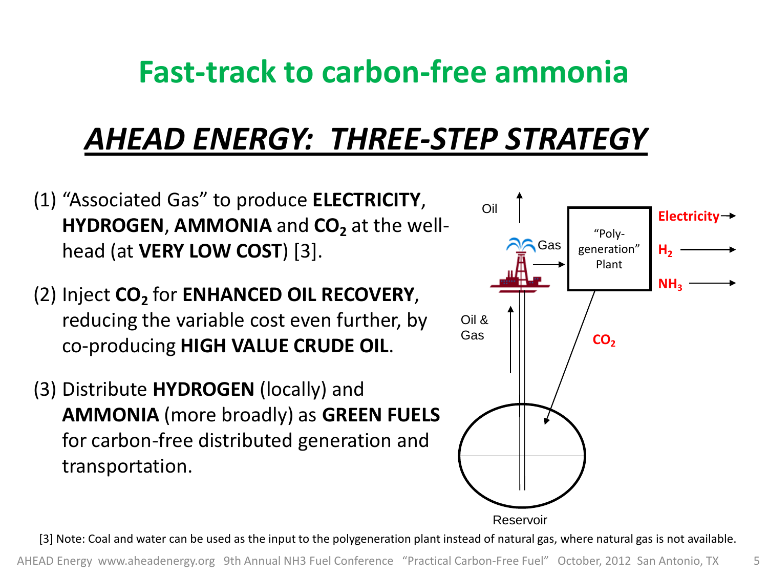# Fast-track to carbon-free ammonia

## *AHEAD ENERGY: THREE-STEP STRATEGY*

(1) "Associated Gas" to produce **ELECTRICITY**, **HYDROGEN**, **AMMONIA** and **$CO_2$** at the well-head (at **VERY LOW COST**) [3].

(2) Inject **$CO_2$** for **ENHANCED OIL RECOVERY**, reducing the variable cost even further, by co-producing **HIGH VALUE CRUDE OIL**.

(3) Distribute **HYDROGEN** (locally) and **AMMONIA** (more broadly) as **GREEN FUELS** for carbon-free distributed generation and transportation.

Oil

Gas

"Poly-generation" Plant

**Electricity**

**$H_2$**

**$NH_3$**

Oil & Gas

**$CO_2$**

Reservoir

[3] Note: Coal and water can be used as the input to the polygeneration plant instead of natural gas, where natural gas is not available.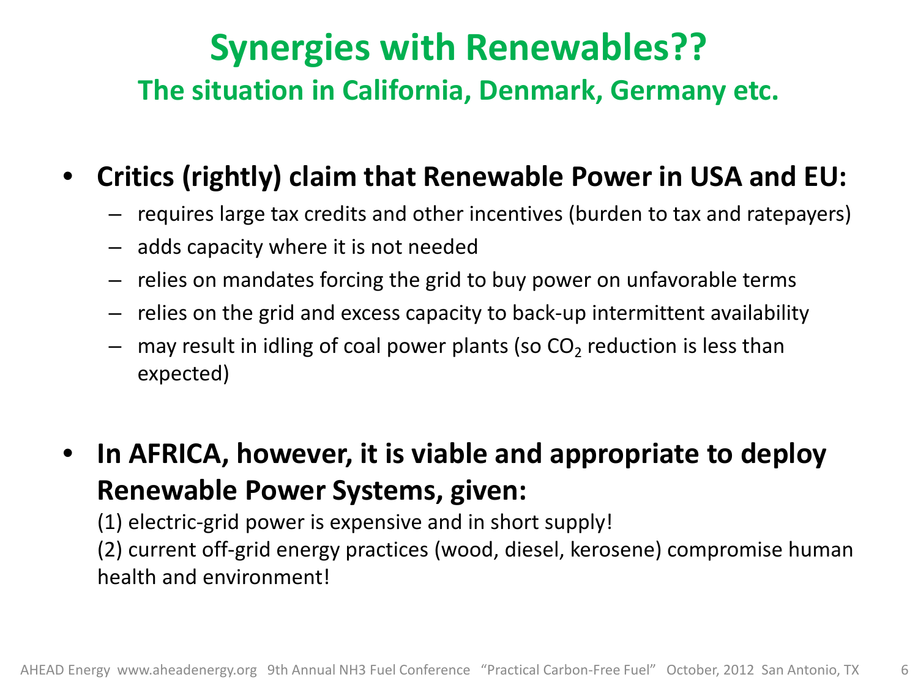# Synergies with Renewables??

## The situation in California, Denmark, Germany etc.

- **Critics (rightly) claim that Renewable Power in USA and EU:**
  - requires large tax credits and other incentives (burden to tax and ratepayers)
  - adds capacity where it is not needed
  - relies on mandates forcing the grid to buy power on unfavorable terms
  - relies on the grid and excess capacity to back-up intermittent availability
  - may result in idling of coal power plants (so $CO_2$ reduction is less than expected)

- **In AFRICA, however, it is viable and appropriate to deploy Renewable Power Systems, given:**

  (1) electric-grid power is expensive and in short supply!

  (2) current off-grid energy practices (wood, diesel, kerosene) compromise human health and environment!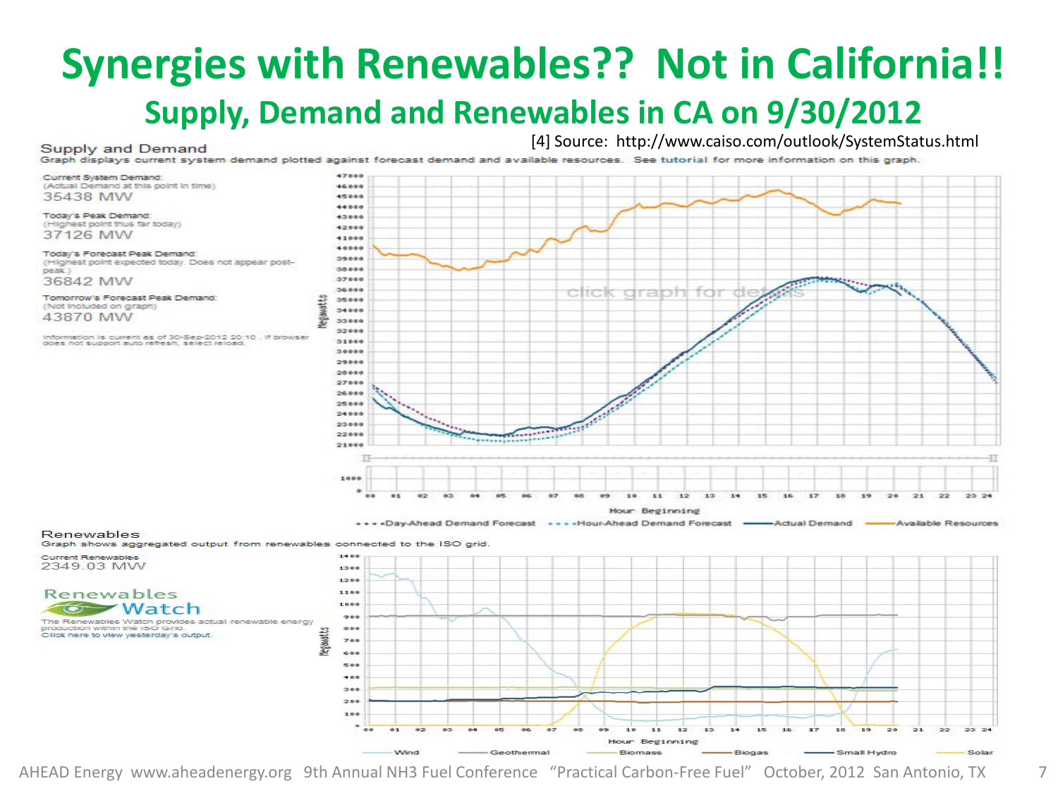# Synergies with Renewables?? Not in California!!

## Supply, Demand and Renewables in CA on 9/30/2012

[4] Source: http://www.caiso.com/outlook/SystemStatus.html

**Supply and Demand**

Graph displays current system demand plotted against forecast demand and available resources. See tutorial for more information on this graph.

Current System Demand:
(Actual Demand at this point in time)
35438 MW

Today's Peak Demand:
(Highest point thus far today)
37126 MW

Today's Forecast Peak Demand:
(Highest point expected today. Does not appear post-peak.)
36842 MW

Tomorrow's Forecast Peak Demand:
(Not included on graph)
43870 MW

Information is current as of 30-Sep-2012 20:10 . If browser does not support auto refresh, select reload.

**Renewables**

Graph shows aggregated output from renewables connected to the ISO grid.

Current Renewables
2349.03 MW

Renewables Watch

The Renewables Watch provides actual renewable energy production within the ISO Grid.
Click here to view yesterday's output.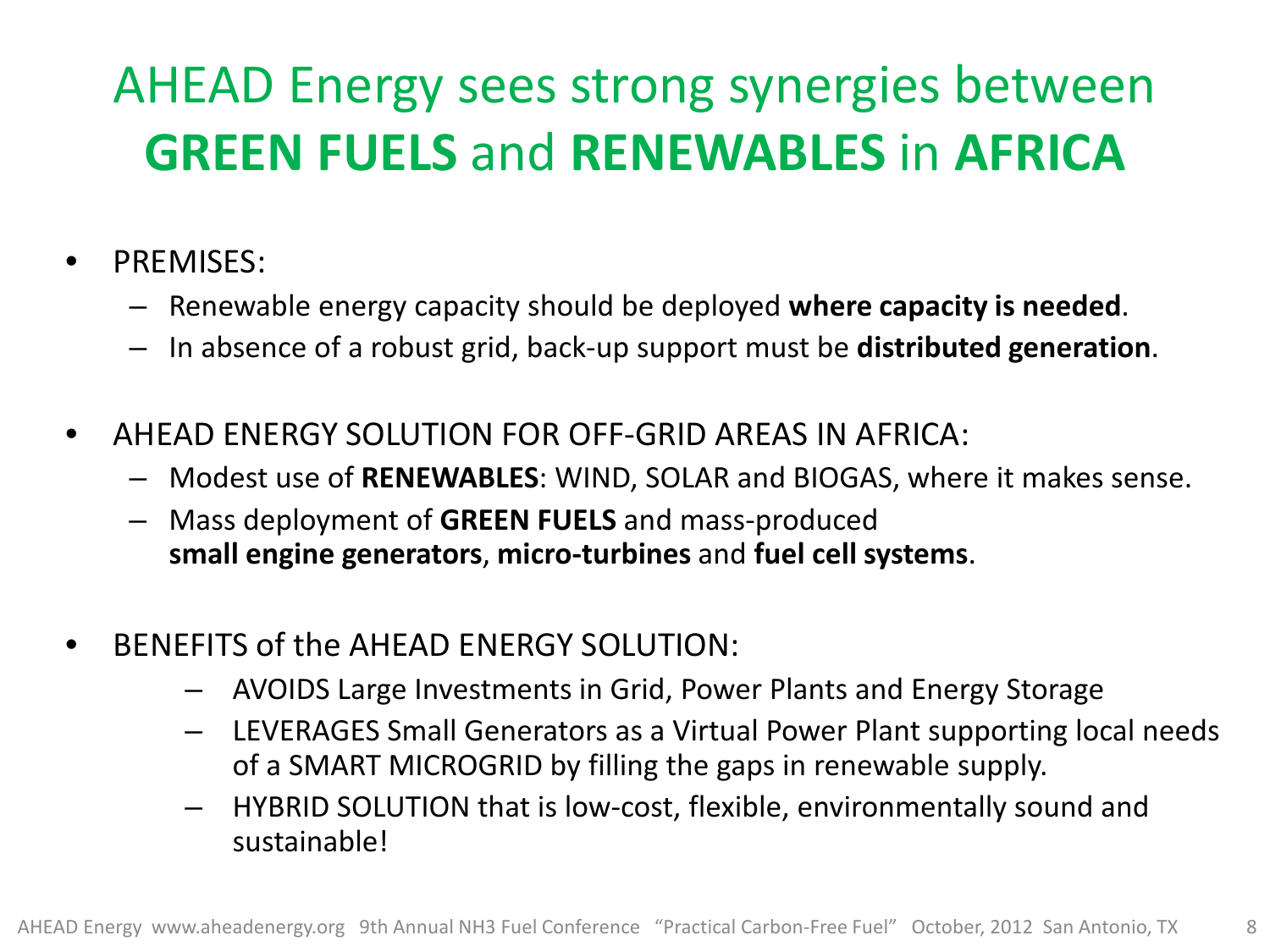# AHEAD Energy sees strong synergies between **GREEN FUELS** and **RENEWABLES** in **AFRICA**

- PREMISES:
  - Renewable energy capacity should be deployed **where capacity is needed**.
  - In absence of a robust grid, back-up support must be **distributed generation**.

- AHEAD ENERGY SOLUTION FOR OFF-GRID AREAS IN AFRICA:
  - Modest use of **RENEWABLES**: WIND, SOLAR and BIOGAS, where it makes sense.
  - Mass deployment of **GREEN FUELS** and mass-produced **small engine generators**, **micro-turbines** and **fuel cell systems**.

- BENEFITS of the AHEAD ENERGY SOLUTION:
  - AVOIDS Large Investments in Grid, Power Plants and Energy Storage
  - LEVERAGES Small Generators as a Virtual Power Plant supporting local needs of a SMART MICROGRID by filling the gaps in renewable supply.
  - HYBRID SOLUTION that is low-cost, flexible, environmentally sound and sustainable!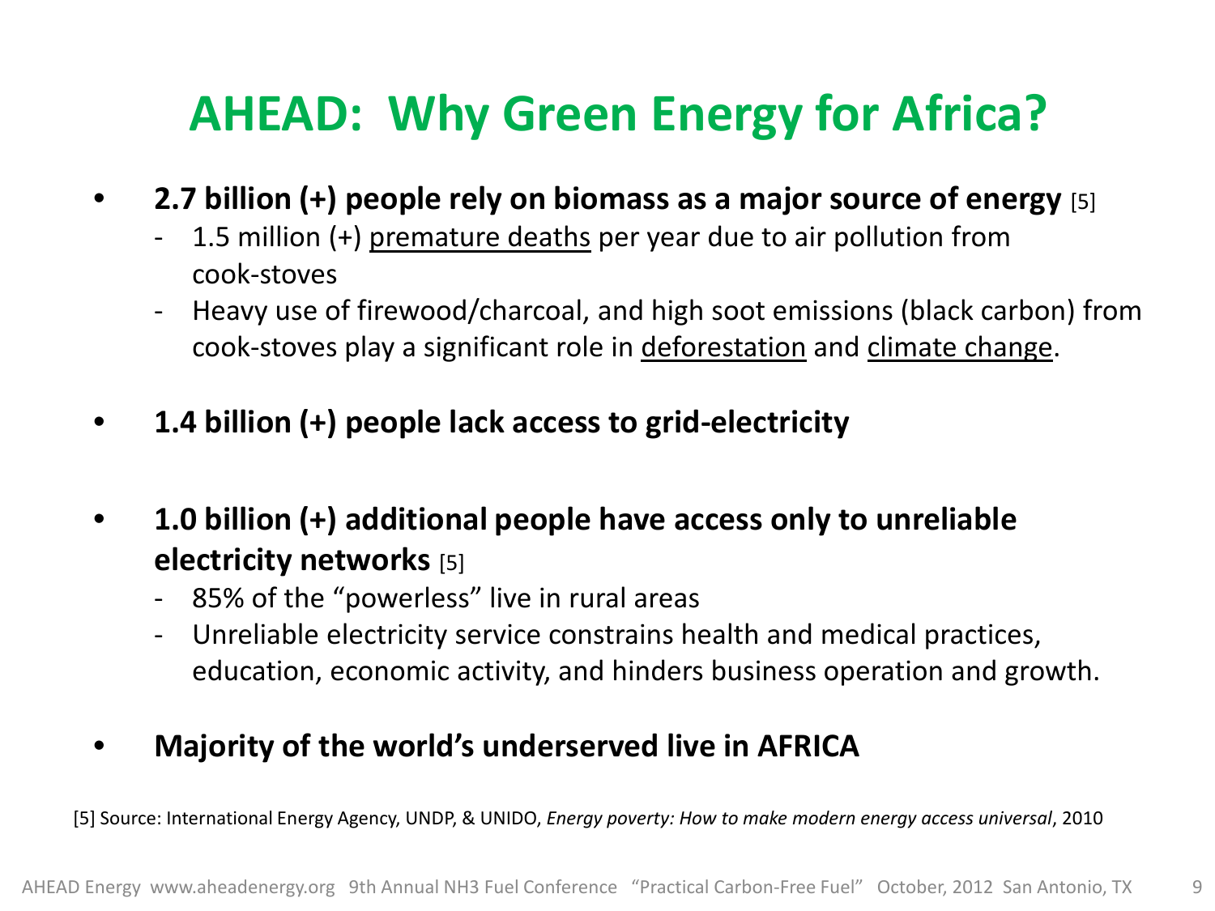# AHEAD: Why Green Energy for Africa?

- **2.7 billion (+) people rely on biomass as a major source of energy** [5]
  - 1.5 million (+) premature deaths per year due to air pollution from cook-stoves
  - Heavy use of firewood/charcoal, and high soot emissions (black carbon) from cook-stoves play a significant role in deforestation and climate change.

- **1.4 billion (+) people lack access to grid-electricity**

- **1.0 billion (+) additional people have access only to unreliable electricity networks** [5]
  - 85% of the "powerless" live in rural areas
  - Unreliable electricity service constrains health and medical practices, education, economic activity, and hinders business operation and growth.

- **Majority of the world's underserved live in AFRICA**

[5] Source: International Energy Agency, UNDP, & UNIDO, *Energy poverty: How to make modern energy access universal*, 2010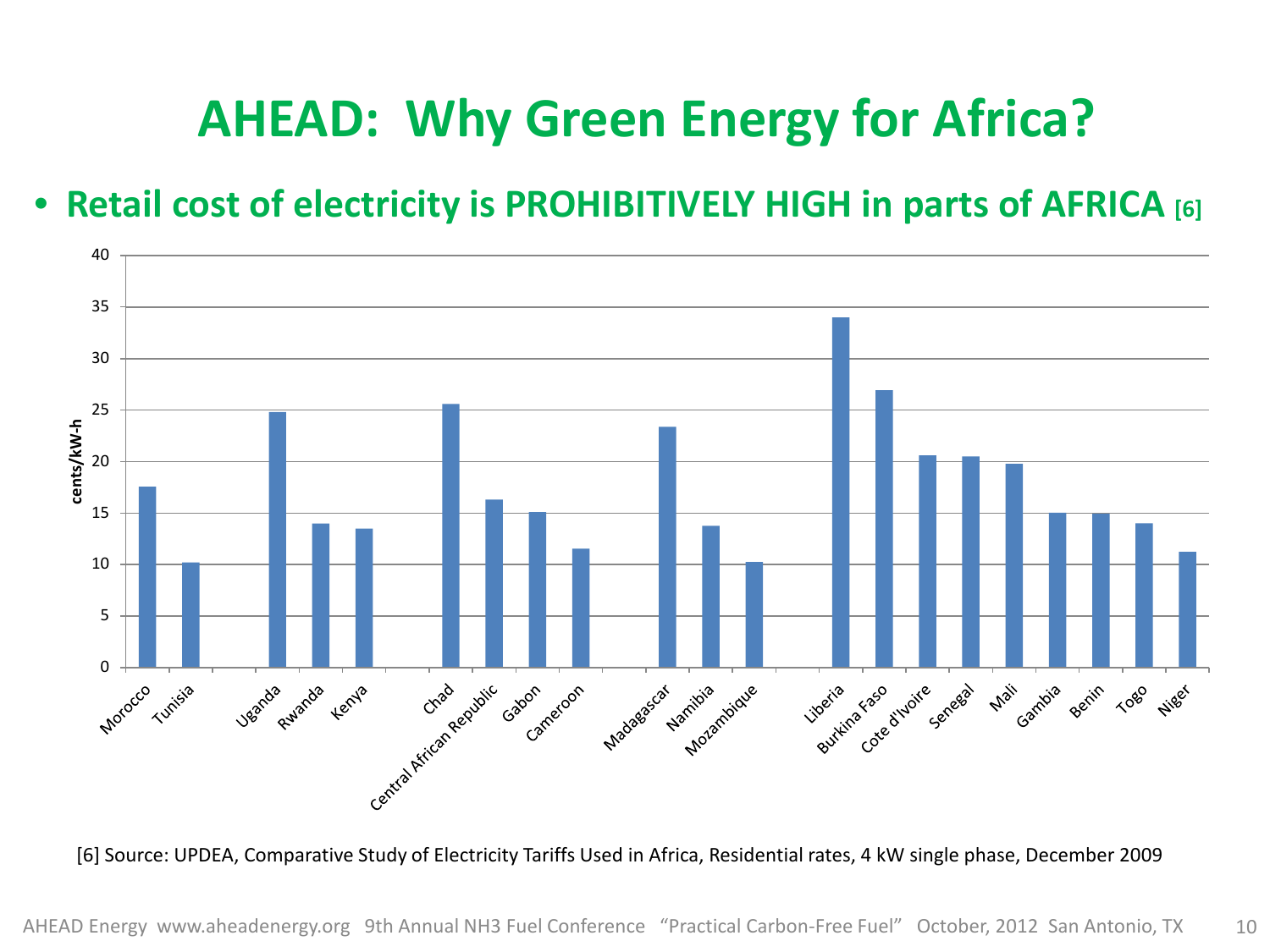# AHEAD: Why Green Energy for Africa?

- **Retail cost of electricity is PROHIBITIVELY HIGH in parts of AFRICA [6]**

[6] Source: UPDEA, Comparative Study of Electricity Tariffs Used in Africa, Residential rates, 4 kW single phase, December 2009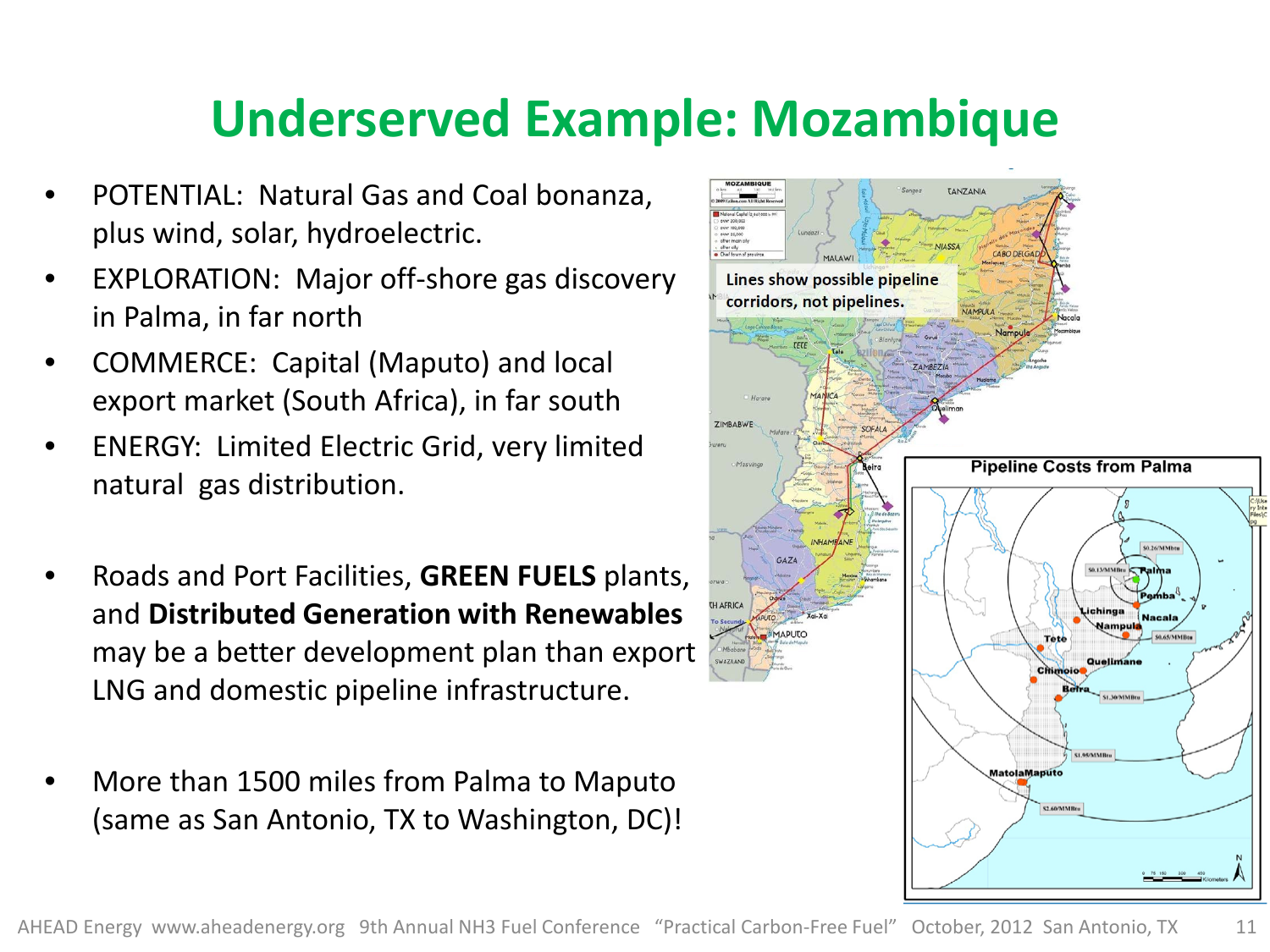# Underserved Example: Mozambique

- POTENTIAL: Natural Gas and Coal bonanza, plus wind, solar, hydroelectric.
- EXPLORATION: Major off-shore gas discovery in Palma, in far north
- COMMERCE: Capital (Maputo) and local export market (South Africa), in far south
- ENERGY: Limited Electric Grid, very limited natural gas distribution.

- Roads and Port Facilities, **GREEN FUELS** plants, and **Distributed Generation with Renewables** may be a better development plan than export LNG and domestic pipeline infrastructure.

- More than 1500 miles from Palma to Maputo (same as San Antonio, TX to Washington, DC)!

Lines show possible pipeline corridors, not pipelines.

Pipeline Costs from Palma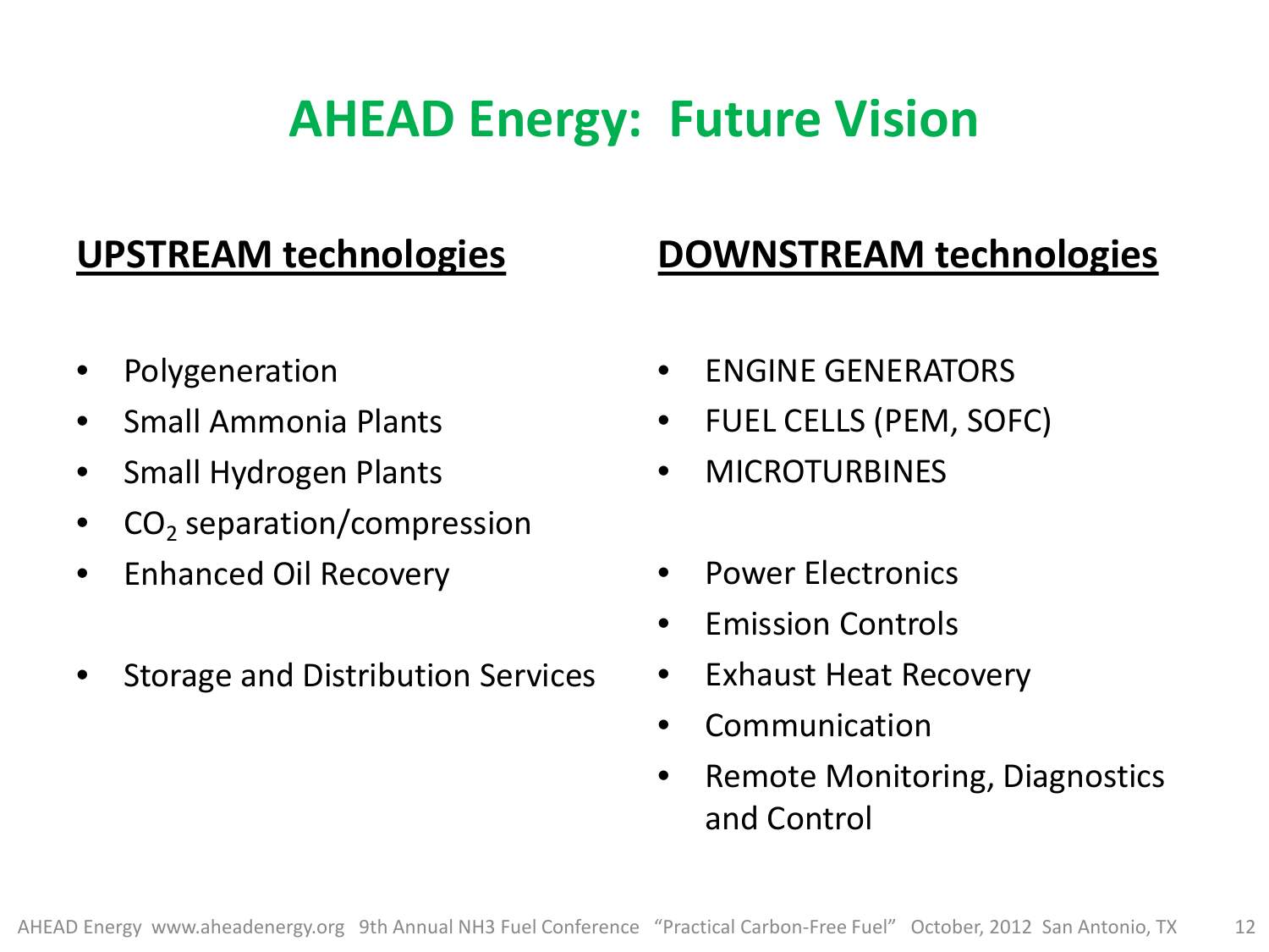# AHEAD Energy: Future Vision

## UPSTREAM technologies

- Polygeneration
- Small Ammonia Plants
- Small Hydrogen Plants
- $CO_2$ separation/compression
- Enhanced Oil Recovery

- Storage and Distribution Services

## DOWNSTREAM technologies

- ENGINE GENERATORS
- FUEL CELLS (PEM, SOFC)
- MICROTURBINES

- Power Electronics
- Emission Controls
- Exhaust Heat Recovery
- Communication
- Remote Monitoring, Diagnostics and Control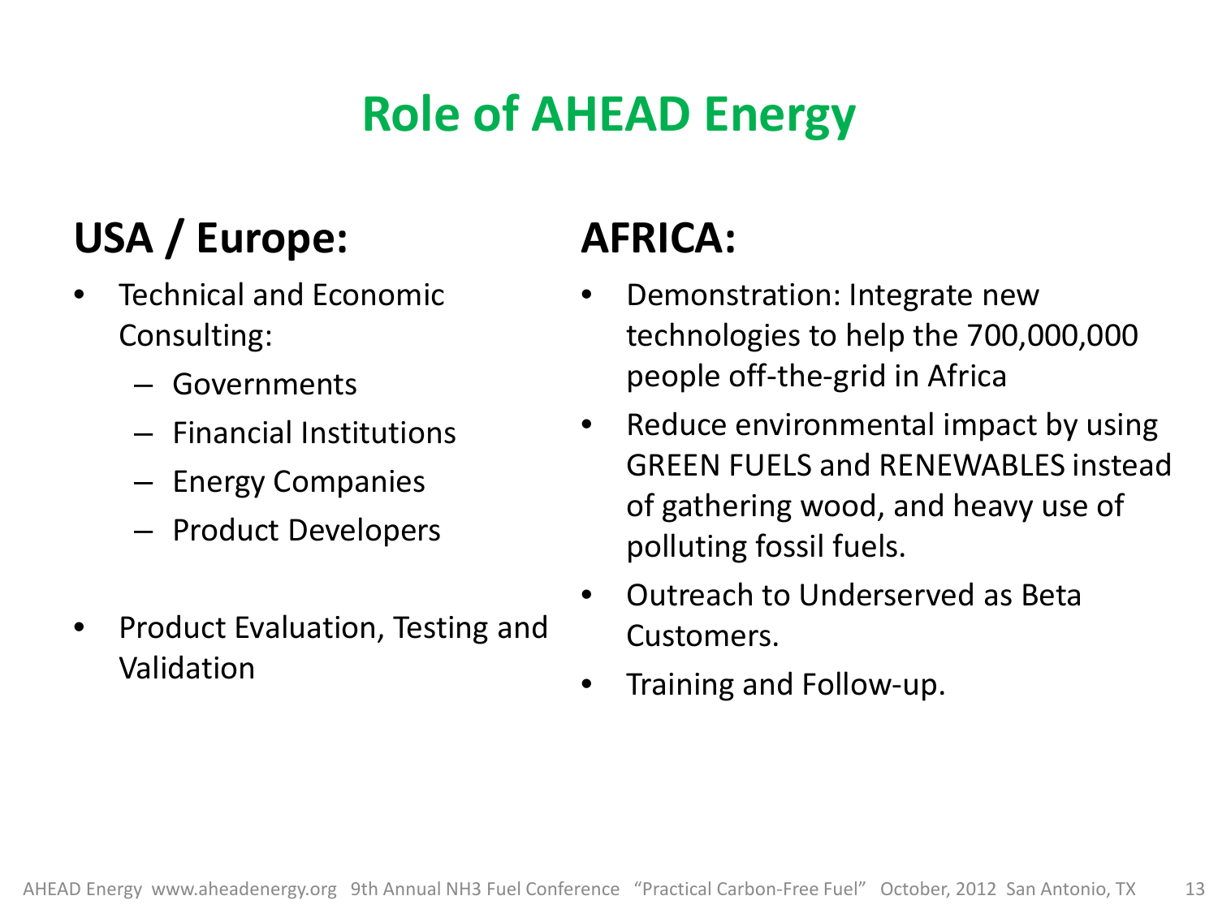# Role of AHEAD Energy

## USA / Europe:

- Technical and Economic Consulting:
  - Governments
  - Financial Institutions
  - Energy Companies
  - Product Developers
- Product Evaluation, Testing and Validation

## AFRICA:

- Demonstration: Integrate new technologies to help the 700,000,000 people off-the-grid in Africa
- Reduce environmental impact by using GREEN FUELS and RENEWABLES instead of gathering wood, and heavy use of polluting fossil fuels.
- Outreach to Underserved as Beta Customers.
- Training and Follow-up.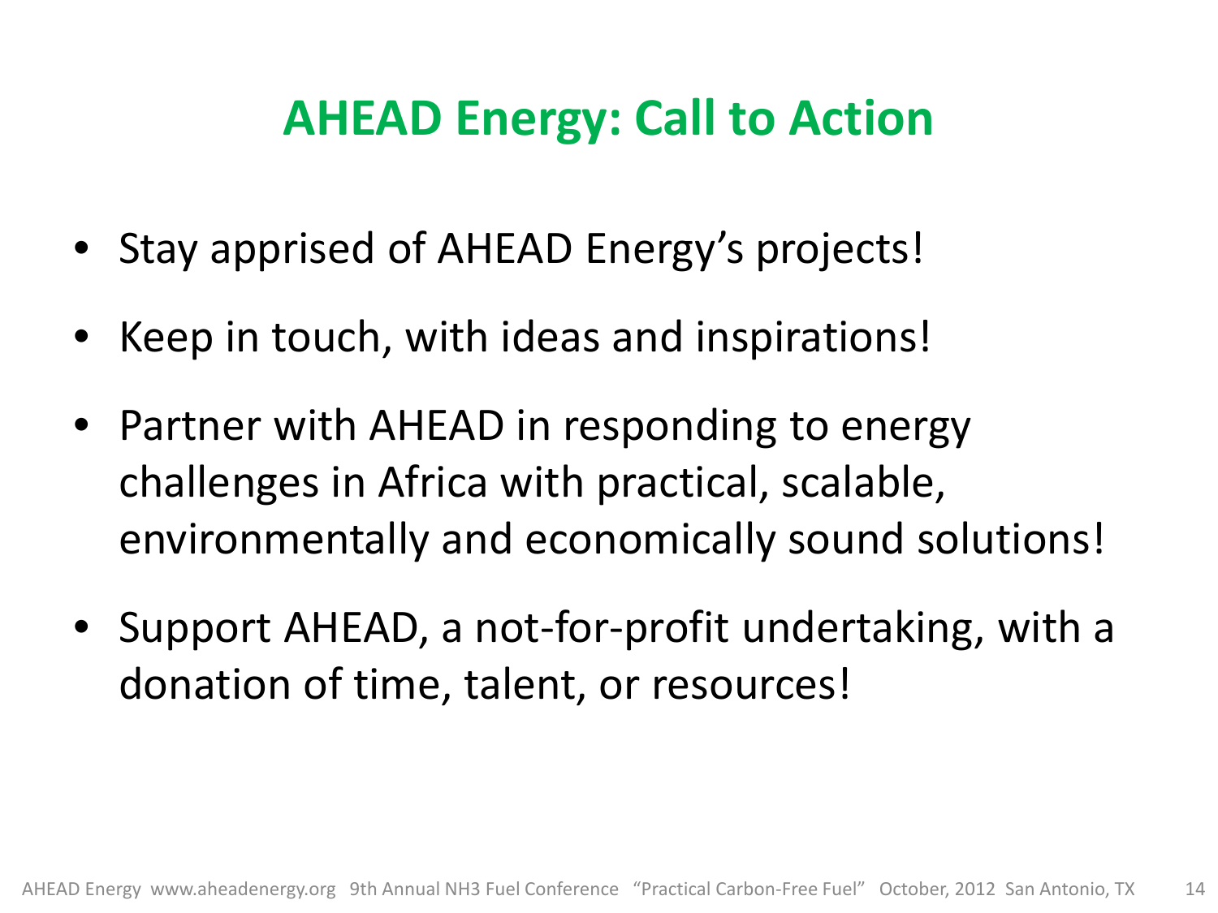# AHEAD Energy: Call to Action

- Stay apprised of AHEAD Energy's projects!
- Keep in touch, with ideas and inspirations!
- Partner with AHEAD in responding to energy challenges in Africa with practical, scalable, environmentally and economically sound solutions!
- Support AHEAD, a not-for-profit undertaking, with a donation of time, talent, or resources!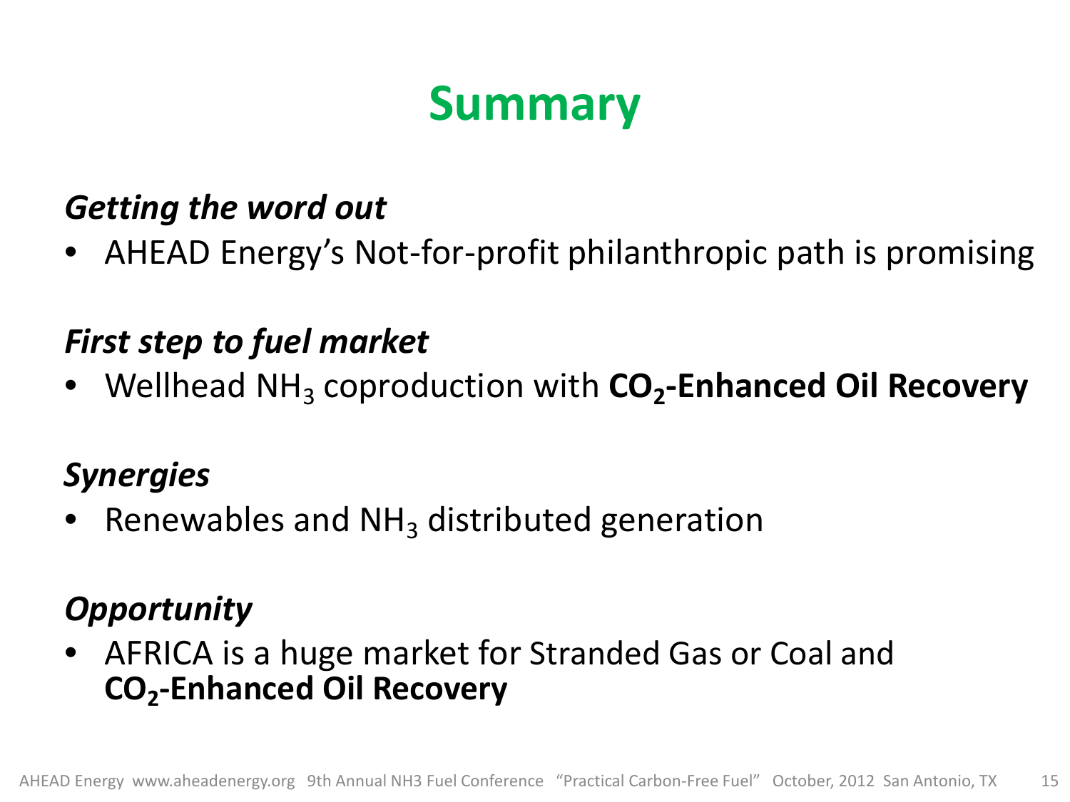# Summary

*Getting the word out*

- AHEAD Energy's Not-for-profit philanthropic path is promising

*First step to fuel market*

- Wellhead $NH_3$ coproduction with **$CO_2$-Enhanced Oil Recovery**

*Synergies*

- Renewables and $NH_3$ distributed generation

*Opportunity*

- AFRICA is a huge market for Stranded Gas or Coal and **$CO_2$-Enhanced Oil Recovery**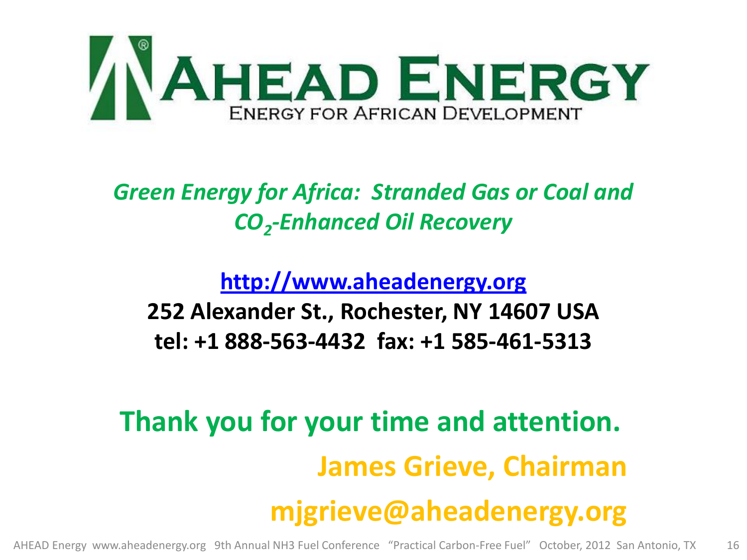# AHEAD ENERGY

ENERGY FOR AFRICAN DEVELOPMENT

*Green Energy for Africa: Stranded Gas or Coal and $CO_2$-Enhanced Oil Recovery*

**http://www.aheadenergy.org**

**252 Alexander St., Rochester, NY 14607 USA**

**tel: +1 888-563-4432 fax: +1 585-461-5313**

**Thank you for your time and attention.**

**James Grieve, Chairman**

**mjgrieve@aheadenergy.org**